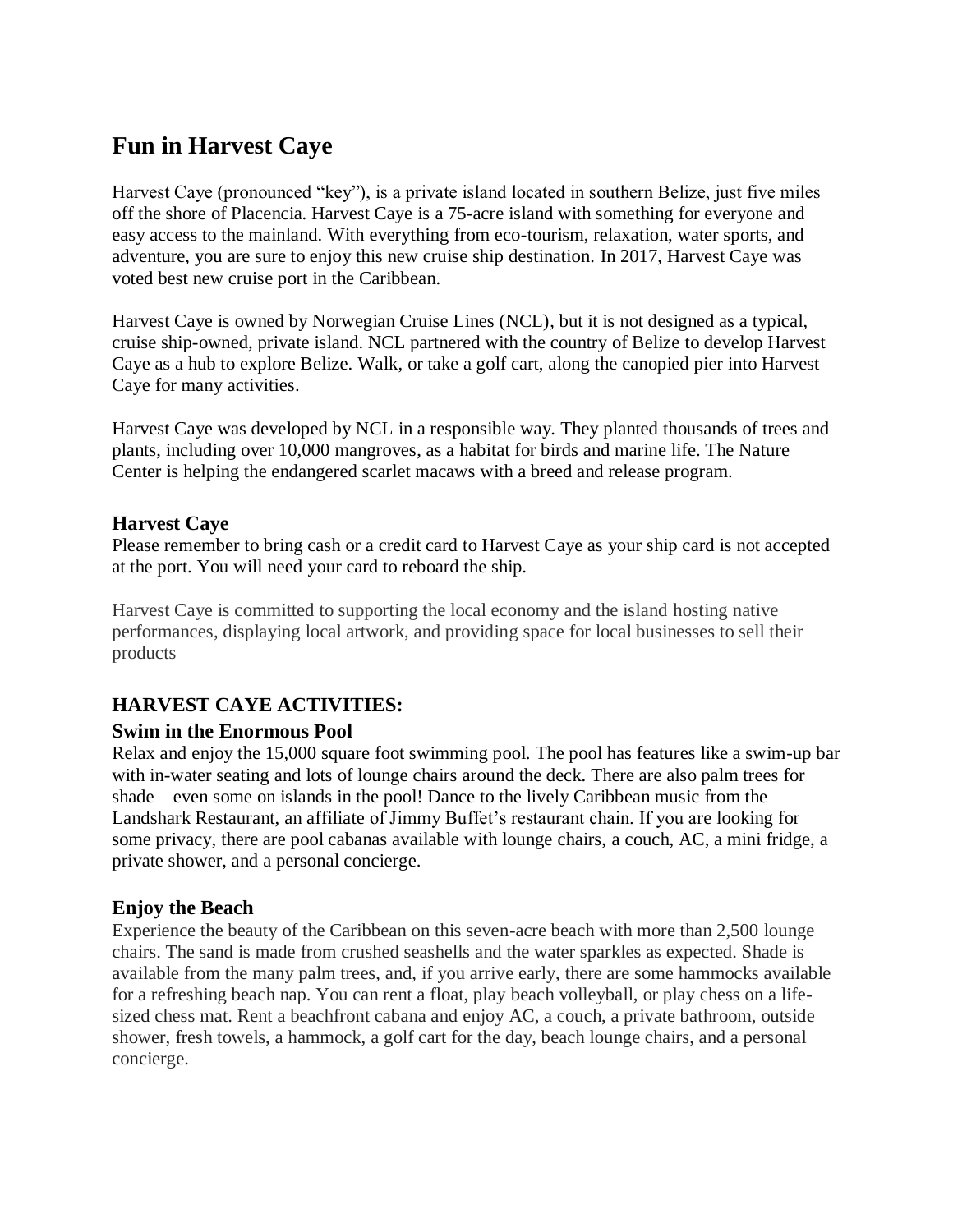# Fun in Harvest Caye

Harvest Caye (pronounced "key"), is a private island located in southern Belize, just five miles off the shore of Placencia. Harvest Caye is a 75-acre island with something for everyone and easy access to the mainland. With everything from eco-tourism, relaxation, water sports, and adventure, you are sure to enjoy this new cruise ship destination. In 2017, Harvest Caye was voted best new cruise port in the Caribbean.

Harvest Caye is owned by Norwegian Cruise Lines (NCL), but it is not designed as a typical, cruise ship-owned, private island. NCL partnered with the country of Belize to develop Harvest Caye as a hub to explore Belize. Walk, or take a golf cart, along the canopied pier into Harvest Caye for many activities.

Harvest Caye was developed by NCL in a responsible way. They planted thousands of trees and plants, including over 10,000 mangroves, as a habitat for birds and marine life. The Nature Center is helping the endangered scarlet macaws with a breed and release program.

### Harvest Caye

Please remember to bring cash or a credit card to Harvest Caye as your ship card is not accepted at the port. You will need your card to reboard the ship.

Harvest Caye is committed to supporting the local economy and the island hosting native performances, displaying local artwork, and providing space for local businesses to sell their products

## HARVEST CAYE ACTIVITIES:

### Swim in the Enormous Pool

Relax and enjoy the 15,000 square foot swimming pool. The pool has features like a swim-up bar with in-water seating and lots of lounge chairs around the deck. There are also palm trees for shade – even some on islands in the pool! Dance to the lively Caribbean music from the Landshark Restaurant, an affiliate of Jimmy Buffet's restaurant chain. If you are looking for some privacy, there are pool cabanas available with lounge chairs, a couch, AC, a mini fridge, a private shower, and a personal concierge.

### Enjoy the Beach

Experience the beauty of the Caribbean on this seven-acre beach with more than 2,500 lounge chairs. The sand is made from crushed seashells and the water sparkles as expected. Shade is available from the many palm trees, and, if you arrive early, there are some hammocks available for a refreshing beach nap. You can rent a float, play beach volleyball, or play chess on a life-sized chess mat. Rent a beachfront cabana and enjoy AC, a couch, a private bathroom, outside shower, fresh towels, a hammock, a golf cart for the day, beach lounge chairs, and a personal concierge.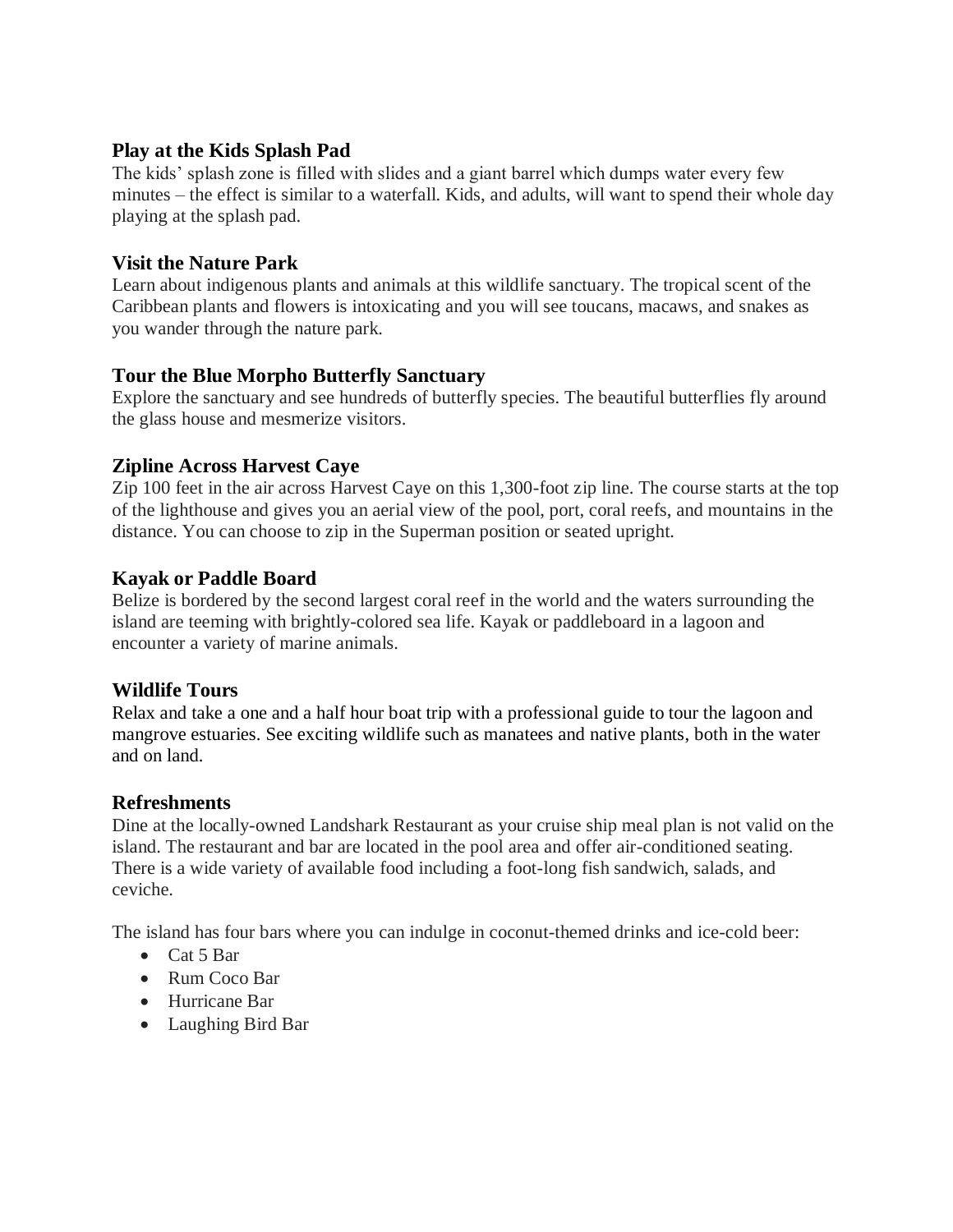### Play at the Kids Splash Pad

The kids' splash zone is filled with slides and a giant barrel which dumps water every few minutes – the effect is similar to a waterfall. Kids, and adults, will want to spend their whole day playing at the splash pad.

### Visit the Nature Park

Learn about indigenous plants and animals at this wildlife sanctuary. The tropical scent of the Caribbean plants and flowers is intoxicating and you will see toucans, macaws, and snakes as you wander through the nature park.

### Tour the Blue Morpho Butterfly Sanctuary

Explore the sanctuary and see hundreds of butterfly species. The beautiful butterflies fly around the glass house and mesmerize visitors.

### Zipline Across Harvest Caye

Zip 100 feet in the air across Harvest Caye on this 1,300-foot zip line. The course starts at the top of the lighthouse and gives you an aerial view of the pool, port, coral reefs, and mountains in the distance. You can choose to zip in the Superman position or seated upright.

### Kayak or Paddle Board

Belize is bordered by the second largest coral reef in the world and the waters surrounding the island are teeming with brightly-colored sea life. Kayak or paddleboard in a lagoon and encounter a variety of marine animals.

### Wildlife Tours

Relax and take a one and a half hour boat trip with a professional guide to tour the lagoon and mangrove estuaries. See exciting wildlife such as manatees and native plants, both in the water and on land.

### Refreshments

Dine at the locally-owned Landshark Restaurant as your cruise ship meal plan is not valid on the island. The restaurant and bar are located in the pool area and offer air-conditioned seating. There is a wide variety of available food including a foot-long fish sandwich, salads, and ceviche.

The island has four bars where you can indulge in coconut-themed drinks and ice-cold beer:

- Cat 5 Bar
- Rum Coco Bar
- Hurricane Bar
- Laughing Bird Bar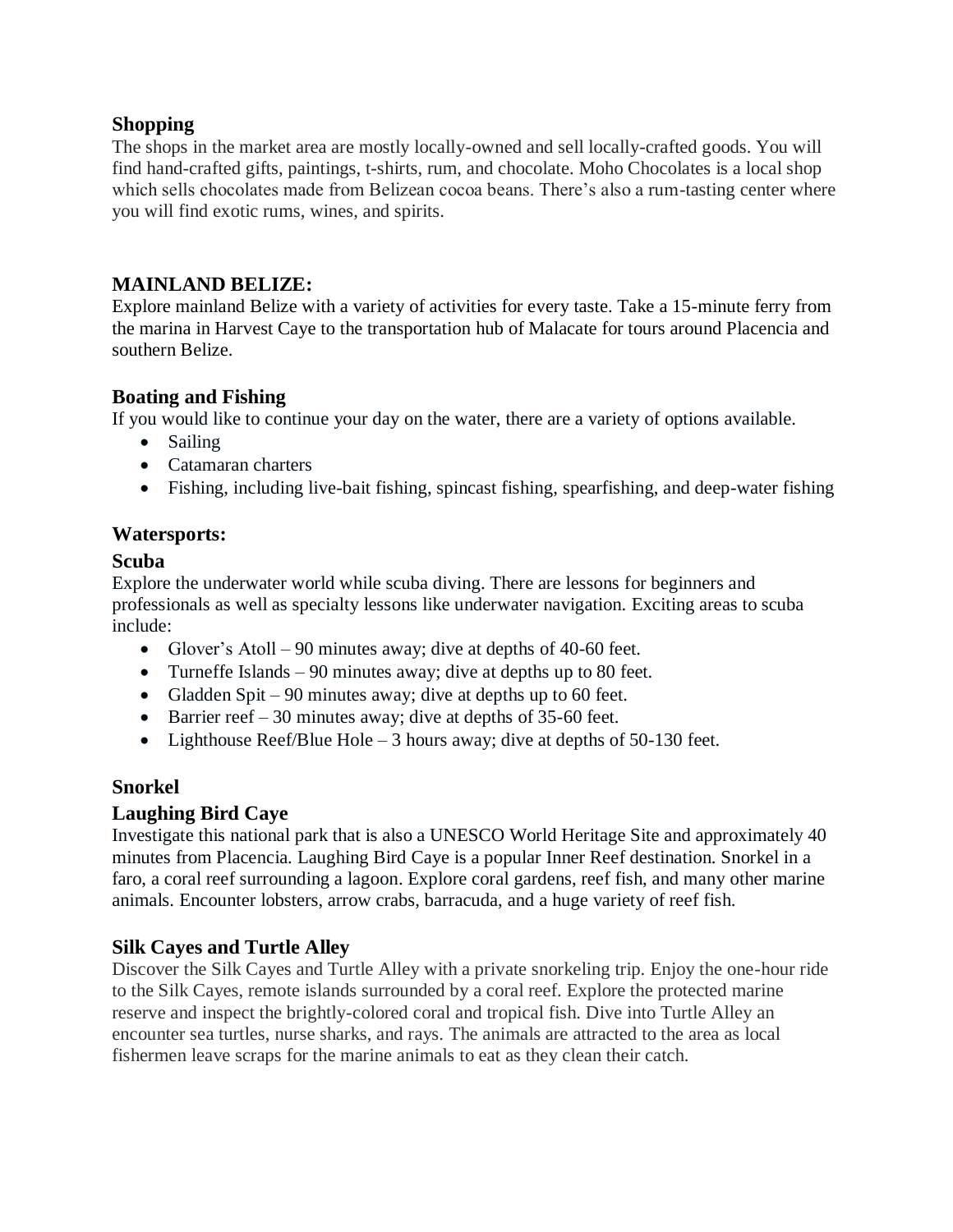### Shopping

The shops in the market area are mostly locally-owned and sell locally-crafted goods. You will find hand-crafted gifts, paintings, t-shirts, rum, and chocolate. Moho Chocolates is a local shop which sells chocolates made from Belizean cocoa beans. There's also a rum-tasting center where you will find exotic rums, wines, and spirits.

## MAINLAND BELIZE:

Explore mainland Belize with a variety of activities for every taste. Take a 15-minute ferry from the marina in Harvest Caye to the transportation hub of Malacate for tours around Placencia and southern Belize.

### Boating and Fishing

If you would like to continue your day on the water, there are a variety of options available.

- Sailing
- Catamaran charters
- Fishing, including live-bait fishing, spincast fishing, spearfishing, and deep-water fishing

### Watersports:

### Scuba

Explore the underwater world while scuba diving. There are lessons for beginners and professionals as well as specialty lessons like underwater navigation. Exciting areas to scuba include:

- Glover's Atoll – 90 minutes away; dive at depths of 40-60 feet.
- Turneffe Islands – 90 minutes away; dive at depths up to 80 feet.
- Gladden Spit – 90 minutes away; dive at depths up to 60 feet.
- Barrier reef – 30 minutes away; dive at depths of 35-60 feet.
- Lighthouse Reef/Blue Hole – 3 hours away; dive at depths of 50-130 feet.

### Snorkel

### Laughing Bird Caye

Investigate this national park that is also a UNESCO World Heritage Site and approximately 40 minutes from Placencia. Laughing Bird Caye is a popular Inner Reef destination. Snorkel in a faro, a coral reef surrounding a lagoon. Explore coral gardens, reef fish, and many other marine animals. Encounter lobsters, arrow crabs, barracuda, and a huge variety of reef fish.

### Silk Cayes and Turtle Alley

Discover the Silk Cayes and Turtle Alley with a private snorkeling trip. Enjoy the one-hour ride to the Silk Cayes, remote islands surrounded by a coral reef. Explore the protected marine reserve and inspect the brightly-colored coral and tropical fish. Dive into Turtle Alley an encounter sea turtles, nurse sharks, and rays. The animals are attracted to the area as local fishermen leave scraps for the marine animals to eat as they clean their catch.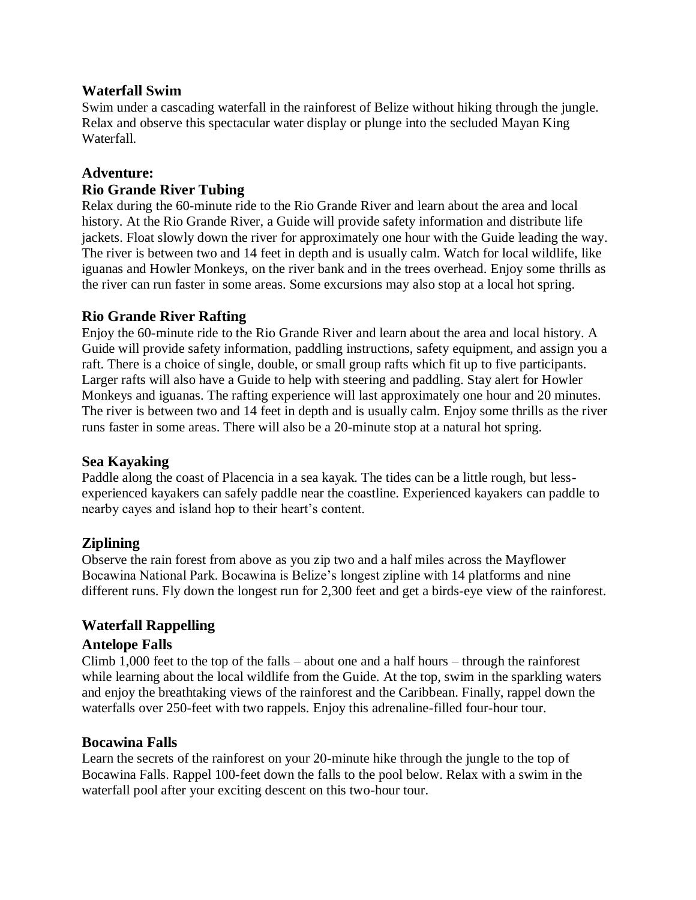### Waterfall Swim

Swim under a cascading waterfall in the rainforest of Belize without hiking through the jungle. Relax and observe this spectacular water display or plunge into the secluded Mayan King Waterfall.

## Adventure:

### Rio Grande River Tubing

Relax during the 60-minute ride to the Rio Grande River and learn about the area and local history. At the Rio Grande River, a Guide will provide safety information and distribute life jackets. Float slowly down the river for approximately one hour with the Guide leading the way. The river is between two and 14 feet in depth and is usually calm. Watch for local wildlife, like iguanas and Howler Monkeys, on the river bank and in the trees overhead. Enjoy some thrills as the river can run faster in some areas. Some excursions may also stop at a local hot spring.

### Rio Grande River Rafting

Enjoy the 60-minute ride to the Rio Grande River and learn about the area and local history. A Guide will provide safety information, paddling instructions, safety equipment, and assign you a raft. There is a choice of single, double, or small group rafts which fit up to five participants. Larger rafts will also have a Guide to help with steering and paddling. Stay alert for Howler Monkeys and iguanas. The rafting experience will last approximately one hour and 20 minutes. The river is between two and 14 feet in depth and is usually calm. Enjoy some thrills as the river runs faster in some areas. There will also be a 20-minute stop at a natural hot spring.

### Sea Kayaking

Paddle along the coast of Placencia in a sea kayak. The tides can be a little rough, but less-experienced kayakers can safely paddle near the coastline. Experienced kayakers can paddle to nearby cayes and island hop to their heart's content.

### Ziplining

Observe the rain forest from above as you zip two and a half miles across the Mayflower Bocawina National Park. Bocawina is Belize's longest zipline with 14 platforms and nine different runs. Fly down the longest run for 2,300 feet and get a birds-eye view of the rainforest.

### Waterfall Rappelling

#### Antelope Falls

Climb 1,000 feet to the top of the falls – about one and a half hours – through the rainforest while learning about the local wildlife from the Guide. At the top, swim in the sparkling waters and enjoy the breathtaking views of the rainforest and the Caribbean. Finally, rappel down the waterfalls over 250-feet with two rappels. Enjoy this adrenaline-filled four-hour tour.

#### Bocawina Falls

Learn the secrets of the rainforest on your 20-minute hike through the jungle to the top of Bocawina Falls. Rappel 100-feet down the falls to the pool below. Relax with a swim in the waterfall pool after your exciting descent on this two-hour tour.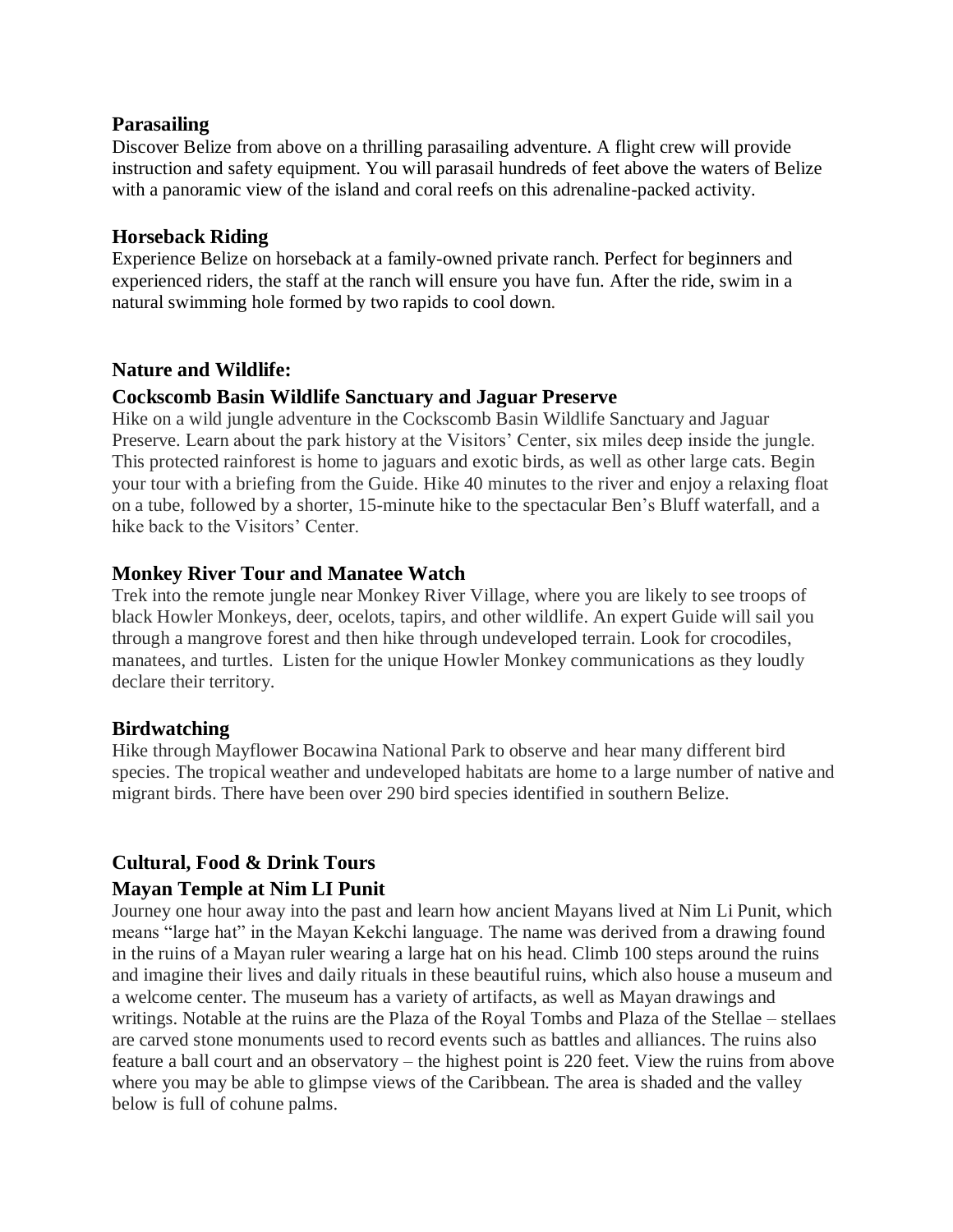### Parasailing

Discover Belize from above on a thrilling parasailing adventure. A flight crew will provide instruction and safety equipment. You will parasail hundreds of feet above the waters of Belize with a panoramic view of the island and coral reefs on this adrenaline-packed activity.

### Horseback Riding

Experience Belize on horseback at a family-owned private ranch. Perfect for beginners and experienced riders, the staff at the ranch will ensure you have fun. After the ride, swim in a natural swimming hole formed by two rapids to cool down.

## Nature and Wildlife:

### Cockscomb Basin Wildlife Sanctuary and Jaguar Preserve

Hike on a wild jungle adventure in the Cockscomb Basin Wildlife Sanctuary and Jaguar Preserve. Learn about the park history at the Visitors' Center, six miles deep inside the jungle. This protected rainforest is home to jaguars and exotic birds, as well as other large cats. Begin your tour with a briefing from the Guide. Hike 40 minutes to the river and enjoy a relaxing float on a tube, followed by a shorter, 15-minute hike to the spectacular Ben's Bluff waterfall, and a hike back to the Visitors' Center.

### Monkey River Tour and Manatee Watch

Trek into the remote jungle near Monkey River Village, where you are likely to see troops of black Howler Monkeys, deer, ocelots, tapirs, and other wildlife. An expert Guide will sail you through a mangrove forest and then hike through undeveloped terrain. Look for crocodiles, manatees, and turtles. Listen for the unique Howler Monkey communications as they loudly declare their territory.

### Birdwatching

Hike through Mayflower Bocawina National Park to observe and hear many different bird species. The tropical weather and undeveloped habitats are home to a large number of native and migrant birds. There have been over 290 bird species identified in southern Belize.

## Cultural, Food & Drink Tours

### Mayan Temple at Nim LI Punit

Journey one hour away into the past and learn how ancient Mayans lived at Nim Li Punit, which means "large hat" in the Mayan Kekchi language. The name was derived from a drawing found in the ruins of a Mayan ruler wearing a large hat on his head. Climb 100 steps around the ruins and imagine their lives and daily rituals in these beautiful ruins, which also house a museum and a welcome center. The museum has a variety of artifacts, as well as Mayan drawings and writings. Notable at the ruins are the Plaza of the Royal Tombs and Plaza of the Stellae – stellaes are carved stone monuments used to record events such as battles and alliances. The ruins also feature a ball court and an observatory – the highest point is 220 feet. View the ruins from above where you may be able to glimpse views of the Caribbean. The area is shaded and the valley below is full of cohune palms.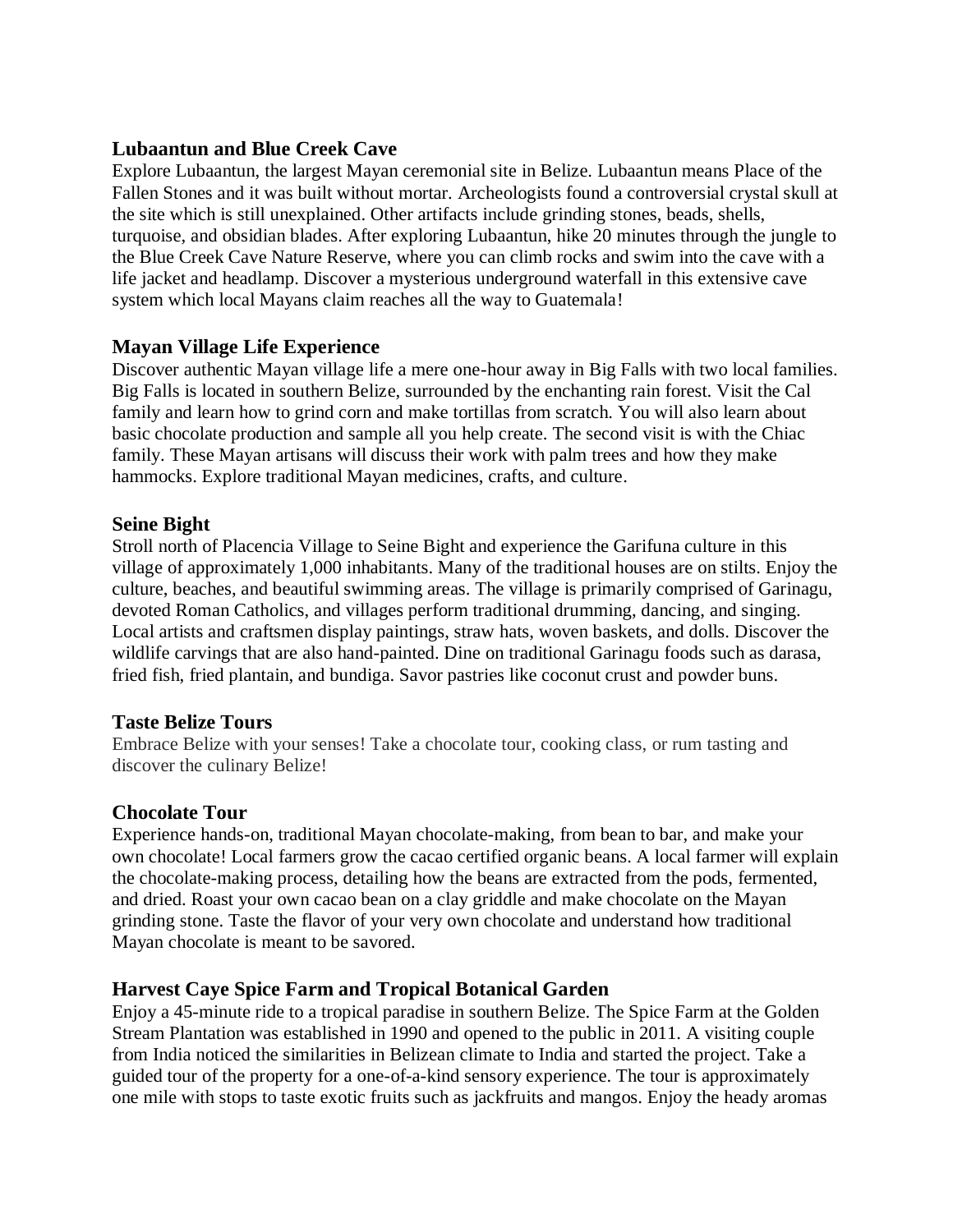### Lubaantun and Blue Creek Cave

Explore Lubaantun, the largest Mayan ceremonial site in Belize. Lubaantun means Place of the Fallen Stones and it was built without mortar. Archeologists found a controversial crystal skull at the site which is still unexplained. Other artifacts include grinding stones, beads, shells, turquoise, and obsidian blades. After exploring Lubaantun, hike 20 minutes through the jungle to the Blue Creek Cave Nature Reserve, where you can climb rocks and swim into the cave with a life jacket and headlamp. Discover a mysterious underground waterfall in this extensive cave system which local Mayans claim reaches all the way to Guatemala!

### Mayan Village Life Experience

Discover authentic Mayan village life a mere one-hour away in Big Falls with two local families. Big Falls is located in southern Belize, surrounded by the enchanting rain forest. Visit the Cal family and learn how to grind corn and make tortillas from scratch. You will also learn about basic chocolate production and sample all you help create. The second visit is with the Chiac family. These Mayan artisans will discuss their work with palm trees and how they make hammocks. Explore traditional Mayan medicines, crafts, and culture.

### Seine Bight

Stroll north of Placencia Village to Seine Bight and experience the Garifuna culture in this village of approximately 1,000 inhabitants. Many of the traditional houses are on stilts. Enjoy the culture, beaches, and beautiful swimming areas. The village is primarily comprised of Garinagu, devoted Roman Catholics, and villages perform traditional drumming, dancing, and singing. Local artists and craftsmen display paintings, straw hats, woven baskets, and dolls. Discover the wildlife carvings that are also hand-painted. Dine on traditional Garinagu foods such as darasa, fried fish, fried plantain, and bundiga. Savor pastries like coconut crust and powder buns.

### Taste Belize Tours

Embrace Belize with your senses! Take a chocolate tour, cooking class, or rum tasting and discover the culinary Belize!

### Chocolate Tour

Experience hands-on, traditional Mayan chocolate-making, from bean to bar, and make your own chocolate! Local farmers grow the cacao certified organic beans. A local farmer will explain the chocolate-making process, detailing how the beans are extracted from the pods, fermented, and dried. Roast your own cacao bean on a clay griddle and make chocolate on the Mayan grinding stone. Taste the flavor of your very own chocolate and understand how traditional Mayan chocolate is meant to be savored.

### Harvest Caye Spice Farm and Tropical Botanical Garden

Enjoy a 45-minute ride to a tropical paradise in southern Belize. The Spice Farm at the Golden Stream Plantation was established in 1990 and opened to the public in 2011. A visiting couple from India noticed the similarities in Belizean climate to India and started the project. Take a guided tour of the property for a one-of-a-kind sensory experience. The tour is approximately one mile with stops to taste exotic fruits such as jackfruits and mangos. Enjoy the heady aromas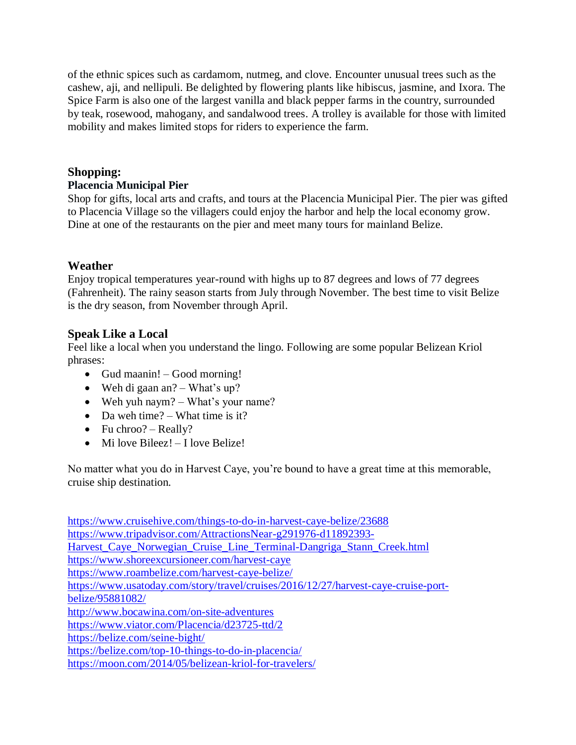of the ethnic spices such as cardamom, nutmeg, and clove. Encounter unusual trees such as the cashew, aji, and nellipuli. Be delighted by flowering plants like hibiscus, jasmine, and Ixora. The Spice Farm is also one of the largest vanilla and black pepper farms in the country, surrounded by teak, rosewood, mahogany, and sandalwood trees. A trolley is available for those with limited mobility and makes limited stops for riders to experience the farm.

## Shopping:

**Placencia Municipal Pier**

Shop for gifts, local arts and crafts, and tours at the Placencia Municipal Pier. The pier was gifted to Placencia Village so the villagers could enjoy the harbor and help the local economy grow. Dine at one of the restaurants on the pier and meet many tours for mainland Belize.

## Weather

Enjoy tropical temperatures year-round with highs up to 87 degrees and lows of 77 degrees (Fahrenheit). The rainy season starts from July through November. The best time to visit Belize is the dry season, from November through April.

## Speak Like a Local

Feel like a local when you understand the lingo. Following are some popular Belizean Kriol phrases:

- Gud maanin! – Good morning!
- Weh di gaan an? – What's up?
- Weh yuh naym? – What's your name?
- Da weh time? – What time is it?
- Fu chroo? – Really?
- Mi love Bileez! – I love Belize!

No matter what you do in Harvest Caye, you're bound to have a great time at this memorable, cruise ship destination.

https://www.cruisehive.com/things-to-do-in-harvest-caye-belize/23688
https://www.tripadvisor.com/AttractionsNear-g291976-d11892393-Harvest_Caye_Norwegian_Cruise_Line_Terminal-Dangriga_Stann_Creek.html
https://www.shoreexcursioneer.com/harvest-caye
https://www.roambelize.com/harvest-caye-belize/
https://www.usatoday.com/story/travel/cruises/2016/12/27/harvest-caye-cruise-port-belize/95881082/
http://www.bocawina.com/on-site-adventures
https://www.viator.com/Placencia/d23725-ttd/2
https://belize.com/seine-bight/
https://belize.com/top-10-things-to-do-in-placencia/
https://moon.com/2014/05/belizean-kriol-for-travelers/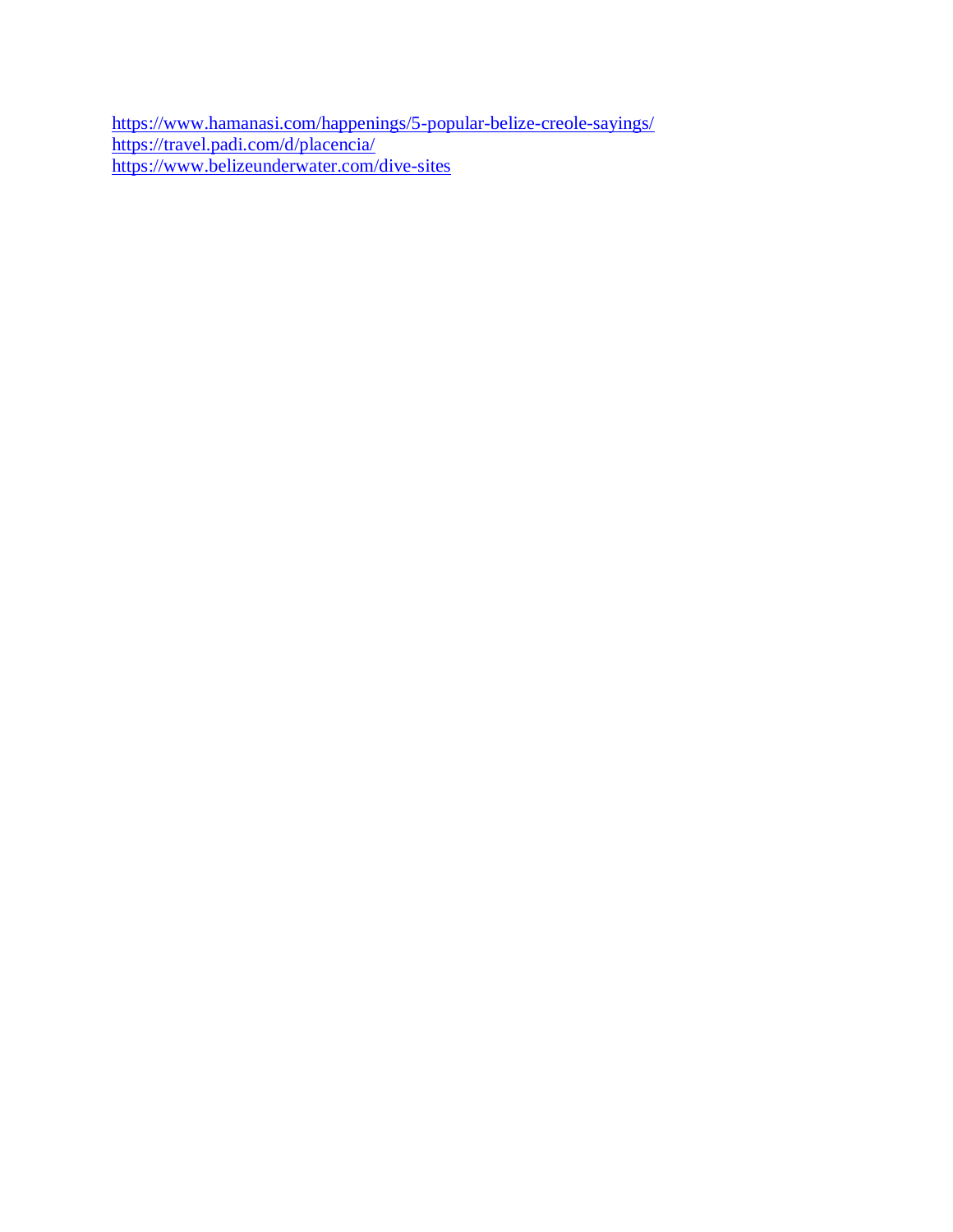https://www.hamanasi.com/happenings/5-popular-belize-creole-sayings/
https://travel.padi.com/d/placencia/
https://www.belizeunderwater.com/dive-sites